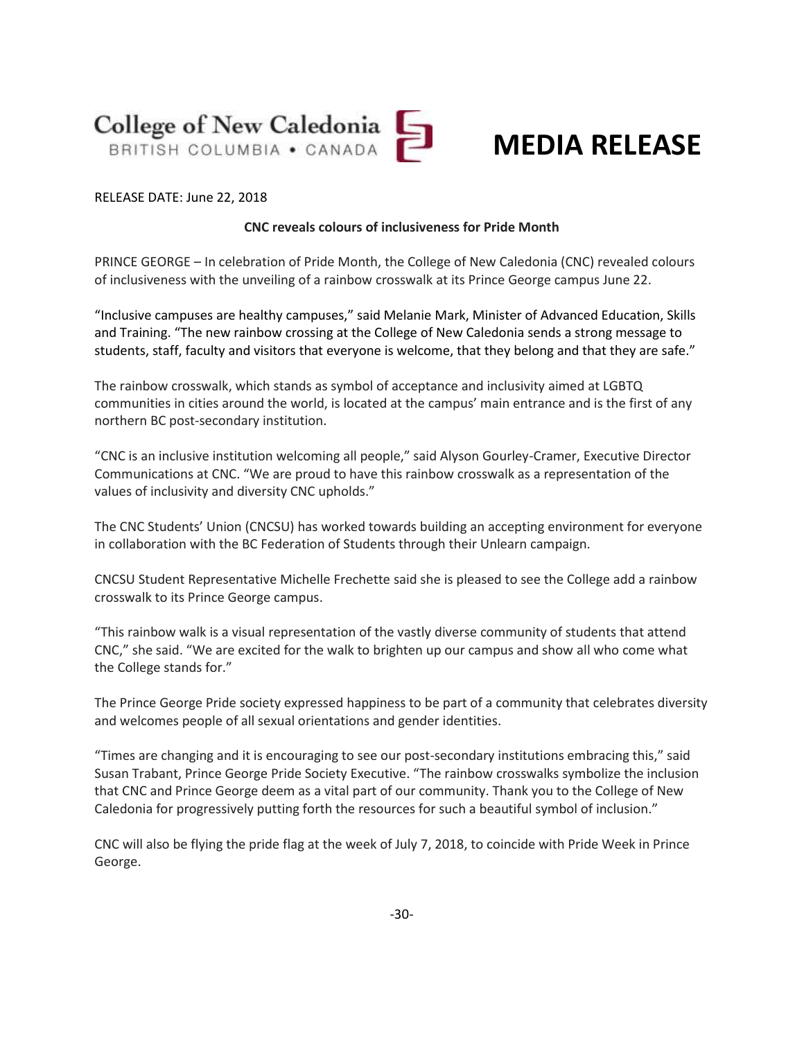College of New Caledonia
BRITISH COLUMBIA • CANADA

# MEDIA RELEASE

RELEASE DATE: June 22, 2018

**CNC reveals colours of inclusiveness for Pride Month**

PRINCE GEORGE – In celebration of Pride Month, the College of New Caledonia (CNC) revealed colours of inclusiveness with the unveiling of a rainbow crosswalk at its Prince George campus June 22.

"Inclusive campuses are healthy campuses," said Melanie Mark, Minister of Advanced Education, Skills and Training. "The new rainbow crossing at the College of New Caledonia sends a strong message to students, staff, faculty and visitors that everyone is welcome, that they belong and that they are safe."

The rainbow crosswalk, which stands as symbol of acceptance and inclusivity aimed at LGBTQ communities in cities around the world, is located at the campus' main entrance and is the first of any northern BC post-secondary institution.

"CNC is an inclusive institution welcoming all people," said Alyson Gourley-Cramer, Executive Director Communications at CNC. "We are proud to have this rainbow crosswalk as a representation of the values of inclusivity and diversity CNC upholds."

The CNC Students' Union (CNCSU) has worked towards building an accepting environment for everyone in collaboration with the BC Federation of Students through their Unlearn campaign.

CNCSU Student Representative Michelle Frechette said she is pleased to see the College add a rainbow crosswalk to its Prince George campus.

"This rainbow walk is a visual representation of the vastly diverse community of students that attend CNC," she said. "We are excited for the walk to brighten up our campus and show all who come what the College stands for."

The Prince George Pride society expressed happiness to be part of a community that celebrates diversity and welcomes people of all sexual orientations and gender identities.

"Times are changing and it is encouraging to see our post-secondary institutions embracing this," said Susan Trabant, Prince George Pride Society Executive. "The rainbow crosswalks symbolize the inclusion that CNC and Prince George deem as a vital part of our community. Thank you to the College of New Caledonia for progressively putting forth the resources for such a beautiful symbol of inclusion."

CNC will also be flying the pride flag at the week of July 7, 2018, to coincide with Pride Week in Prince George.

-30-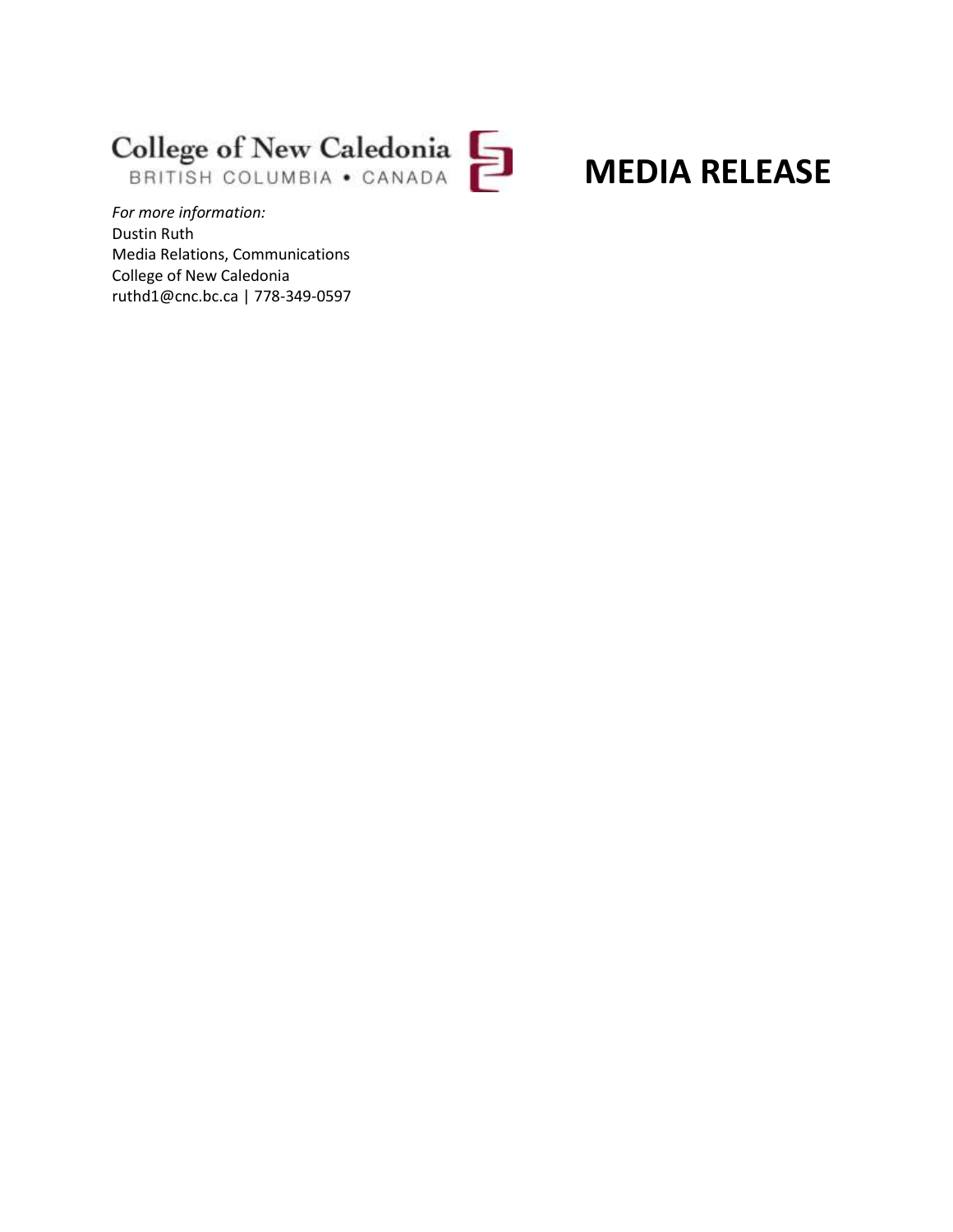College of New Caledonia
BRITISH COLUMBIA • CANADA

# MEDIA RELEASE

*For more information:*
Dustin Ruth
Media Relations, Communications
College of New Caledonia
ruthd1@cnc.bc.ca | 778-349-0597